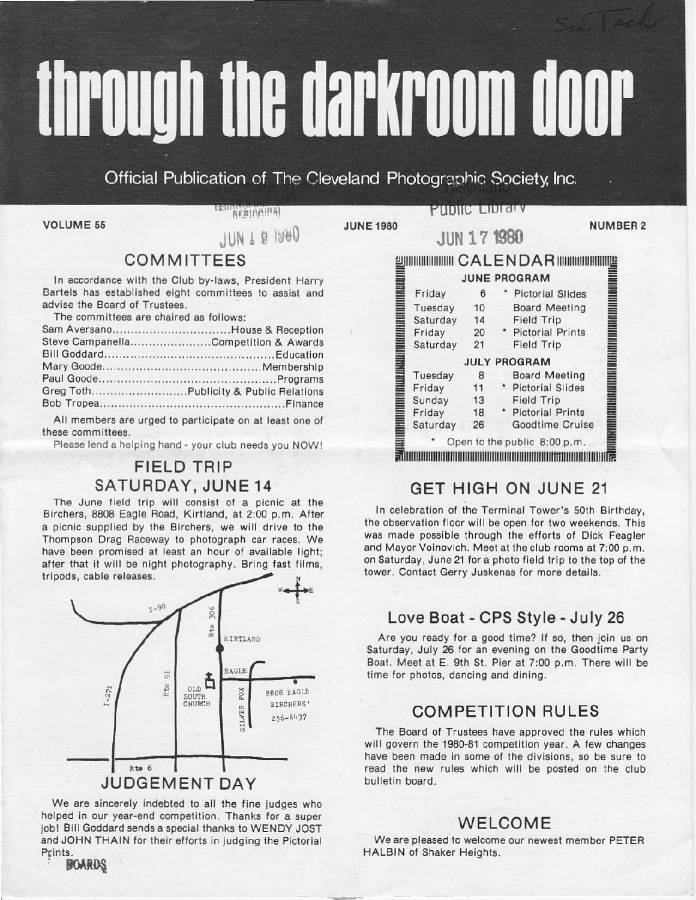# through the darkroom door

Official Publication of The Cleveland Photographic Society, Inc.

**VOLUME 55** **JUNE 1980** **NUMBER 2**

## COMMITTEES

In accordance with the Club by-laws, President Harry Bartels has established eight committees to assist and advise the Board of Trustees.

The committees are chaired as follows:

Sam Aversano............................House & Reception
Steve Campanella....................Competition & Awards
Bill Goddard..........................................Education
Mary Goode........................................Membership
Paul Goode............................................Programs
Greg Toth........................Publicity & Public Relations
Bob Tropea..............................................Finance

All members are urged to participate on at least one of these committees.

Please lend a helping hand - your club needs you NOW!

## FIELD TRIP SATURDAY, JUNE 14

The June field trip will consist of a picnic at the Birchers, 8808 Eagle Road, Kirtland, at 2:00 p.m. After a picnic supplied by the Birchers, we will drive to the Thompson Drag Raceway to photograph car races. We have been promised at least an hour of available light; after that it will be night photography. Bring fast films, tripods, cable releases.

I-90 · Rte 306 · KIRTLAND · EAGLE · I-271 · Rte 91 · OLD SOUTH CHURCH · SILVER FOX · 8808 EAGLE BIRCHERS' 256-8437 · Rte 6

## JUDGEMENT DAY

We are sincerely indebted to all the fine judges who helped in our year-end competition. Thanks for a super job! Bill Goddard sends a special thanks to WENDY JOST and JOHN THAIN for their efforts in judging the Pictorial Prints.

BOARDS

## CALENDAR

| | | |
|---|---|---|
| **JUNE PROGRAM** | | |
| Friday | 6 | * Pictorial Slides |
| Tuesday | 10 | Board Meeting |
| Saturday | 14 | Field Trip |
| Friday | 20 | * Pictorial Prints |
| Saturday | 21 | Field Trip |
| **JULY PROGRAM** | | |
| Tuesday | 8 | Board Meeting |
| Friday | 11 | * Pictorial Slides |
| Sunday | 13 | Field Trip |
| Friday | 18 | * Pictorial Prints |
| Saturday | 26 | Goodtime Cruise |

* Open to the public 8:00 p.m.

## GET HIGH ON JUNE 21

In celebration of the Terminal Tower's 50th Birthday, the observation floor will be open for two weekends. This was made possible through the efforts of Dick Feagler and Mayor Voinovich. Meet at the club rooms at 7:00 p.m. on Saturday, June 21 for a photo field trip to the top of the tower. Contact Gerry Juskenas for more details.

## Love Boat - CPS Style - July 26

Are you ready for a good time? If so, then join us on Saturday, July 26 for an evening on the Goodtime Party Boat. Meet at E. 9th St. Pier at 7:00 p.m. There will be time for photos, dancing and dining.

## COMPETITION RULES

The Board of Trustees have approved the rules which will govern the 1980-81 competition year. A few changes have been made in some of the divisions, so be sure to read the new rules which will be posted on the club bulletin board.

## WELCOME

We are pleased to welcome our newest member PETER HALBIN of Shaker Heights.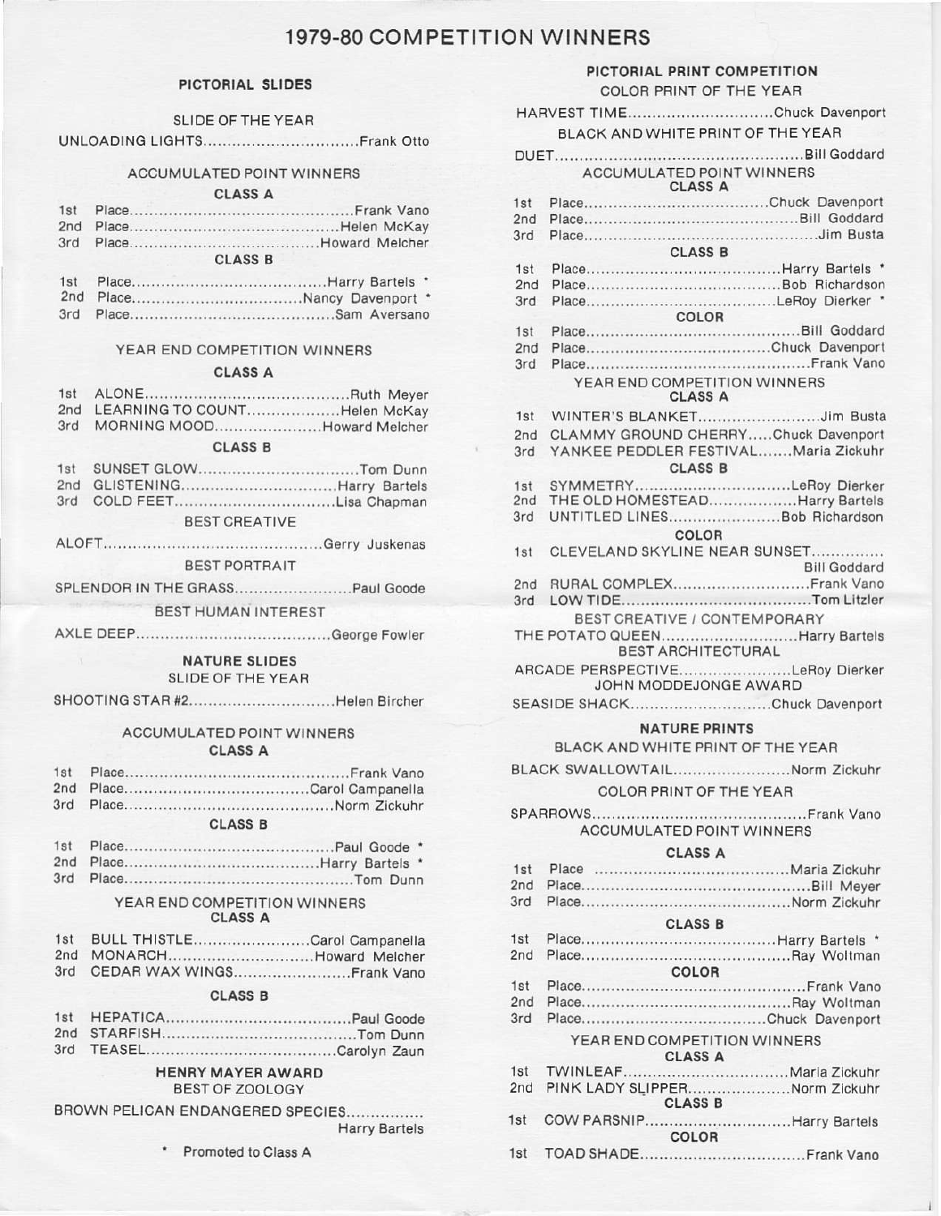# 1979-80 COMPETITION WINNERS

## PICTORIAL SLIDES

### SLIDE OF THE YEAR

UNLOADING LIGHTS.................................Frank Otto

### ACCUMULATED POINT WINNERS

**CLASS A**

1st Place.................................Frank Vano
2nd Place.................................Helen McKay
3rd Place.................................Howard Melcher

**CLASS B**

1st Place.................................Harry Bartels *
2nd Place.................................Nancy Davenport *
3rd Place.................................Sam Aversano

### YEAR END COMPETITION WINNERS

**CLASS A**

1st ALONE.................................Ruth Meyer
2nd LEARNING TO COUNT.................................Helen McKay
3rd MORNING MOOD.................................Howard Melcher

**CLASS B**

1st SUNSET GLOW.................................Tom Dunn
2nd GLISTENING.................................Harry Bartels
3rd COLD FEET.................................Lisa Chapman

### BEST CREATIVE

ALOFT.................................Gerry Juskenas

### BEST PORTRAIT

SPLENDOR IN THE GRASS.................................Paul Goode

### BEST HUMAN INTEREST

AXLE DEEP.................................George Fowler

## NATURE SLIDES

### SLIDE OF THE YEAR

SHOOTING STAR #2.................................Helen Bircher

### ACCUMULATED POINT WINNERS

**CLASS A**

1st Place.................................Frank Vano
2nd Place.................................Carol Campanella
3rd Place.................................Norm Zickuhr

**CLASS B**

1st Place.................................Paul Goode *
2nd Place.................................Harry Bartels *
3rd Place.................................Tom Dunn

### YEAR END COMPETITION WINNERS

**CLASS A**

1st BULL THISTLE.................................Carol Campanella
2nd MONARCH.................................Howard Melcher
3rd CEDAR WAX WINGS.................................Frank Vano

**CLASS B**

1st HEPATICA.................................Paul Goode
2nd STARFISH.................................Tom Dunn
3rd TEASEL.................................Carolyn Zaun

### HENRY MAYER AWARD

BEST OF ZOOLOGY

BROWN PELICAN ENDANGERED SPECIES.................................
Harry Bartels

\* Promoted to Class A

## PICTORIAL PRINT COMPETITION

### COLOR PRINT OF THE YEAR

HARVEST TIME.................................Chuck Davenport

### BLACK AND WHITE PRINT OF THE YEAR

DUET.................................Bill Goddard

### ACCUMULATED POINT WINNERS

**CLASS A**

1st Place.................................Chuck Davenport
2nd Place.................................Bill Goddard
3rd Place.................................Jim Busta

**CLASS B**

1st Place.................................Harry Bartels *
2nd Place.................................Bob Richardson
3rd Place.................................LeRoy Dierker *

**COLOR**

1st Place.................................Bill Goddard
2nd Place.................................Chuck Davenport
3rd Place.................................Frank Vano

### YEAR END COMPETITION WINNERS

**CLASS A**

1st WINTER'S BLANKET.................................Jim Busta
2nd CLAMMY GROUND CHERRY.....Chuck Davenport
3rd YANKEE PEDDLER FESTIVAL.......Maria Zickuhr

**CLASS B**

1st SYMMETRY.................................LeRoy Dierker
2nd THE OLD HOMESTEAD.................................Harry Bartels
3rd UNTITLED LINES.................................Bob Richardson

**COLOR**

1st CLEVELAND SKYLINE NEAR SUNSET.................................
Bill Goddard
2nd RURAL COMPLEX.................................Frank Vano
3rd LOW TIDE.................................Tom Litzler

### BEST CREATIVE / CONTEMPORARY

THE POTATO QUEEN.................................Harry Bartels

### BEST ARCHITECTURAL

ARCADE PERSPECTIVE.................................LeRoy Dierker

### JOHN MODDEJONGE AWARD

SEASIDE SHACK.................................Chuck Davenport

## NATURE PRINTS

### BLACK AND WHITE PRINT OF THE YEAR

BLACK SWALLOWTAIL.................................Norm Zickuhr

### COLOR PRINT OF THE YEAR

SPARROWS.................................Frank Vano

### ACCUMULATED POINT WINNERS

**CLASS A**

1st Place.................................Maria Zickuhr
2nd Place.................................Bill Meyer
3rd Place.................................Norm Zickuhr

**CLASS B**

1st Place.................................Harry Bartels *
2nd Place.................................Ray Woltman

**COLOR**

1st Place.................................Frank Vano
2nd Place.................................Ray Woltman
3rd Place.................................Chuck Davenport

### YEAR END COMPETITION WINNERS

**CLASS A**

1st TWINLEAF.................................Maria Zickuhr
2nd PINK LADY SLIPPER.................................Norm Zickuhr

**CLASS B**

1st COW PARSNIP.................................Harry Bartels

**COLOR**

1st TOAD SHADE.................................Frank Vano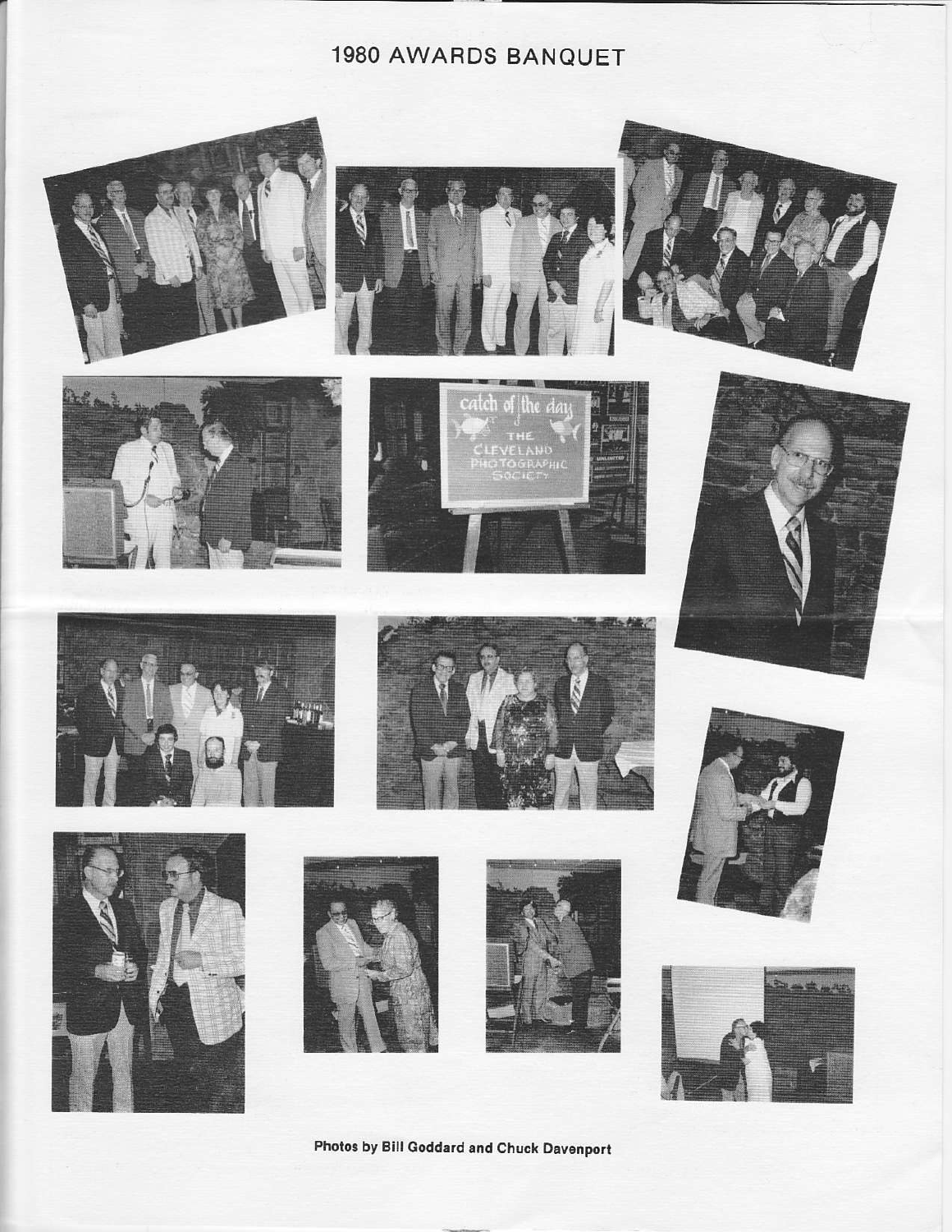# 1980 AWARDS BANQUET

**Photos by Bill Goddard and Chuck Davenport**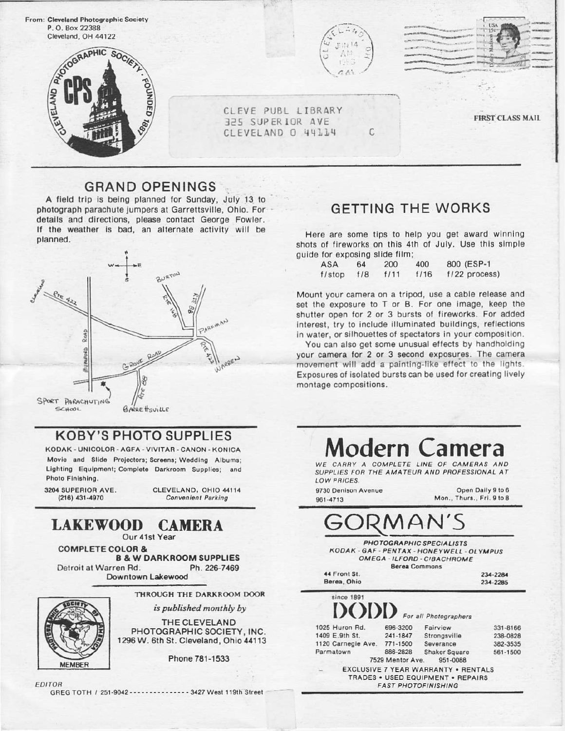From: **Cleveland Photographic Society**
P. O. Box 22388
Cleveland, OH 44122

CLEVELAND PHOTOGRAPHIC SOCIETY · FOUNDED 1887
CPS

CLEVE PUBL LIBRARY
325 SUPERIOR AVE
CLEVELAND O 44114 C

**FIRST CLASS MAIL**

## GRAND OPENINGS

A field trip is being planned for Sunday, July 13 to photograph parachute jumpers at Garrettsville, Ohio. For details and directions, please contact George Fowler. If the weather is bad, an alternate activity will be planned.

N
W E
S
CLEVELAND
RTE 422
BURTON
RTE 168
RTE 88
PARKMAN
RTE 422
WARREN
MUMFORD ROAD
GROVE ROAD
RTE 88
SPORT PARACHUTING SCHOOL
GARRETTSVILLE

## GETTING THE WORKS

Here are some tips to help you get award winning shots of fireworks on this 4th of July. Use this simple guide for exposing slide film;

| | | | | |
|---|---|---|---|---|
| ASA | 64 | 200 | 400 | 800 (ESP-1 |
| f/stop | f/8 | f/11 | f/16 | f/22 process) |

Mount your camera on a tripod, use a cable release and set the exposure to T or B. For one image, keep the shutter open for 2 or 3 bursts of fireworks. For added interest, try to include illuminated buildings, reflections in water, or silhouettes of spectators in your composition.

You can also get some unusual effects by handholding your camera for 2 or 3 second exposures. The camera movement will add a painting-like effect to the lights. Exposures of isolated bursts can be used for creating lively montage compositions.

## KOBY'S PHOTO SUPPLIES

KODAK - UNICOLOR - AGFA - VIVITAR - CANON - KONICA

Movie and Slide Projectors; Screens; Wedding Albums; Lighting Equipment; Complete Darkroom Supplies; and Photo Finishing.

3204 SUPERIOR AVE.
(216) 431-4970

CLEVELAND, OHIO 44114
*Convenient Parking*

## Modern Camera

*WE CARRY A COMPLETE LINE OF CAMERAS AND SUPPLIES FOR THE AMATEUR AND PROFESSIONAL AT LOW PRICES.*

9730 Denison Avenue
961-4713

Open Daily 9 to 6
Mon., Thurs., Fri. 9 to 8

## LAKEWOOD CAMERA

Our 41st Year

**COMPLETE COLOR &**
**B & W DARKROOM SUPPLIES**

Detroit at Warren Rd. Ph. 226-7469
**Downtown Lakewood**

## GORMAN'S

***PHOTOGRAPHIC SPECIALISTS***
*KODAK - GAF - PENTAX - HONEYWELL - OLYMPUS*
*OMEGA - ILFORD - CIBACHROME*
**Berea Commons**

44 Front St.
Berea, Ohio

234-2284
234-2285

THROUGH THE DARKROOM DOOR

*is published monthly by*

THE CLEVELAND PHOTOGRAPHIC SOCIETY, INC.
1296 W. 6th St. Cleveland, Ohio 44113

Phone 781-1533

PHOTOGRAPHIC SOCIETY OF AMERICA
MEMBER

since 1891

## DODD *For all Photographers*

| | | | |
|---|---|---|---|
| 1025 Huron Rd. | 696-3200 | Fairview | 331-8166 |
| 1409 E.9th St. | 241-1847 | Strongsville | 238-0828 |
| 1120 Carnegie Ave. | 771-1500 | Severance | 382-3535 |
| Parmatown | 886-2828 | Shaker Square | 561-1500 |

7529 Mentor Ave. 951-0088

EXCLUSIVE 7 YEAR WARRANTY • RENTALS
TRADES • USED EQUIPMENT • REPAIRS
*FAST PHOTOFINISHING*

*EDITOR*
GREG TOTH / 251-9042 -------------- 3427 West 119th Street